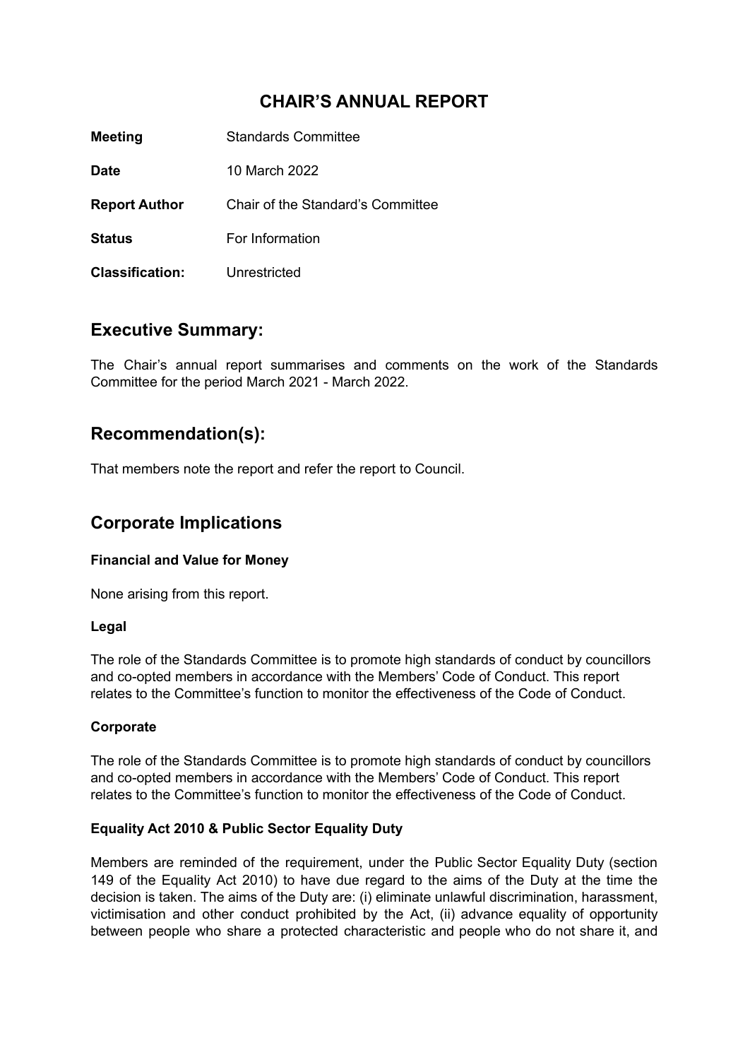# CHAIR'S ANNUAL REPORT

| | |
|---|---|
| **Meeting** | Standards Committee |
| **Date** | 10 March 2022 |
| **Report Author** | Chair of the Standard's Committee |
| **Status** | For Information |
| **Classification:** | Unrestricted |

## Executive Summary:

The Chair's annual report summarises and comments on the work of the Standards Committee for the period March 2021 - March 2022.

## Recommendation(s):

That members note the report and refer the report to Council.

## Corporate Implications

### Financial and Value for Money

None arising from this report.

### Legal

The role of the Standards Committee is to promote high standards of conduct by councillors and co-opted members in accordance with the Members' Code of Conduct. This report relates to the Committee's function to monitor the effectiveness of the Code of Conduct.

### Corporate

The role of the Standards Committee is to promote high standards of conduct by councillors and co-opted members in accordance with the Members' Code of Conduct. This report relates to the Committee's function to monitor the effectiveness of the Code of Conduct.

### Equality Act 2010 & Public Sector Equality Duty

Members are reminded of the requirement, under the Public Sector Equality Duty (section 149 of the Equality Act 2010) to have due regard to the aims of the Duty at the time the decision is taken. The aims of the Duty are: (i) eliminate unlawful discrimination, harassment, victimisation and other conduct prohibited by the Act, (ii) advance equality of opportunity between people who share a protected characteristic and people who do not share it, and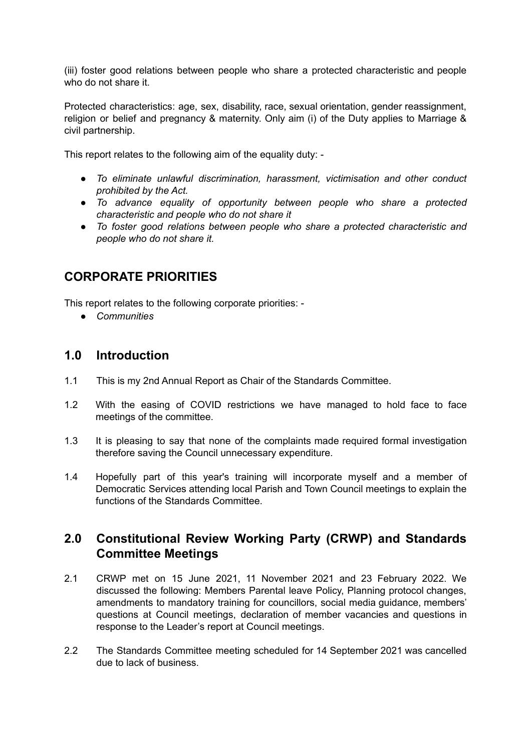(iii) foster good relations between people who share a protected characteristic and people who do not share it.

Protected characteristics: age, sex, disability, race, sexual orientation, gender reassignment, religion or belief and pregnancy & maternity. Only aim (i) of the Duty applies to Marriage & civil partnership.

This report relates to the following aim of the equality duty: -

- *To eliminate unlawful discrimination, harassment, victimisation and other conduct prohibited by the Act.*
- *To advance equality of opportunity between people who share a protected characteristic and people who do not share it*
- *To foster good relations between people who share a protected characteristic and people who do not share it.*

## CORPORATE PRIORITIES

This report relates to the following corporate priorities: -

- *Communities*

## 1.0 Introduction

1.1 This is my 2nd Annual Report as Chair of the Standards Committee.

1.2 With the easing of COVID restrictions we have managed to hold face to face meetings of the committee.

1.3 It is pleasing to say that none of the complaints made required formal investigation therefore saving the Council unnecessary expenditure.

1.4 Hopefully part of this year's training will incorporate myself and a member of Democratic Services attending local Parish and Town Council meetings to explain the functions of the Standards Committee.

## 2.0 Constitutional Review Working Party (CRWP) and Standards Committee Meetings

2.1 CRWP met on 15 June 2021, 11 November 2021 and 23 February 2022. We discussed the following: Members Parental leave Policy, Planning protocol changes, amendments to mandatory training for councillors, social media guidance, members' questions at Council meetings, declaration of member vacancies and questions in response to the Leader's report at Council meetings.

2.2 The Standards Committee meeting scheduled for 14 September 2021 was cancelled due to lack of business.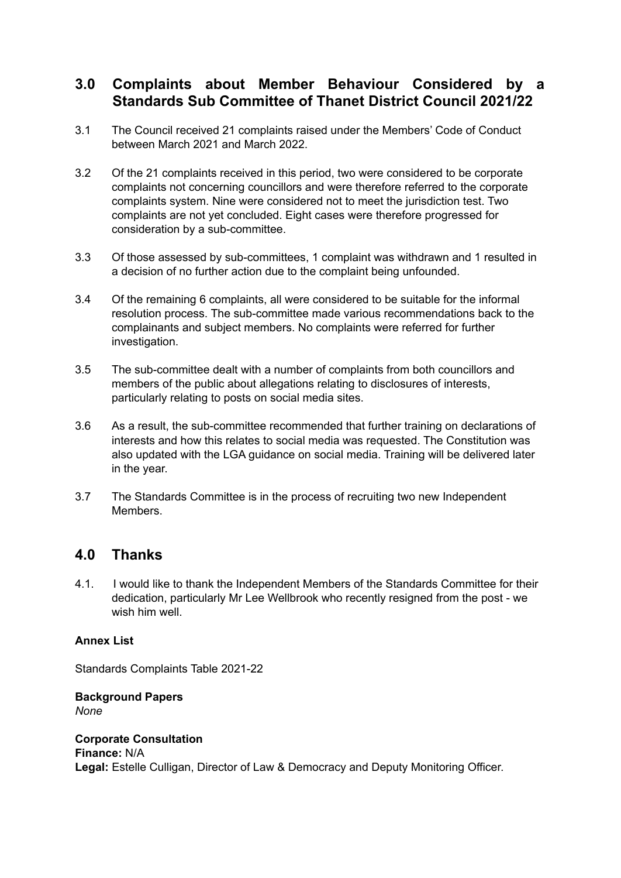## 3.0 Complaints about Member Behaviour Considered by a Standards Sub Committee of Thanet District Council 2021/22

3.1 The Council received 21 complaints raised under the Members' Code of Conduct between March 2021 and March 2022.

3.2 Of the 21 complaints received in this period, two were considered to be corporate complaints not concerning councillors and were therefore referred to the corporate complaints system. Nine were considered not to meet the jurisdiction test. Two complaints are not yet concluded. Eight cases were therefore progressed for consideration by a sub-committee.

3.3 Of those assessed by sub-committees, 1 complaint was withdrawn and 1 resulted in a decision of no further action due to the complaint being unfounded.

3.4 Of the remaining 6 complaints, all were considered to be suitable for the informal resolution process. The sub-committee made various recommendations back to the complainants and subject members. No complaints were referred for further investigation.

3.5 The sub-committee dealt with a number of complaints from both councillors and members of the public about allegations relating to disclosures of interests, particularly relating to posts on social media sites.

3.6 As a result, the sub-committee recommended that further training on declarations of interests and how this relates to social media was requested. The Constitution was also updated with the LGA guidance on social media. Training will be delivered later in the year.

3.7 The Standards Committee is in the process of recruiting two new Independent Members.

## 4.0 Thanks

4.1. I would like to thank the Independent Members of the Standards Committee for their dedication, particularly Mr Lee Wellbrook who recently resigned from the post - we wish him well.

**Annex List**

Standards Complaints Table 2021-22

**Background Papers**
*None*

**Corporate Consultation**
**Finance:** N/A
**Legal:** Estelle Culligan, Director of Law & Democracy and Deputy Monitoring Officer.